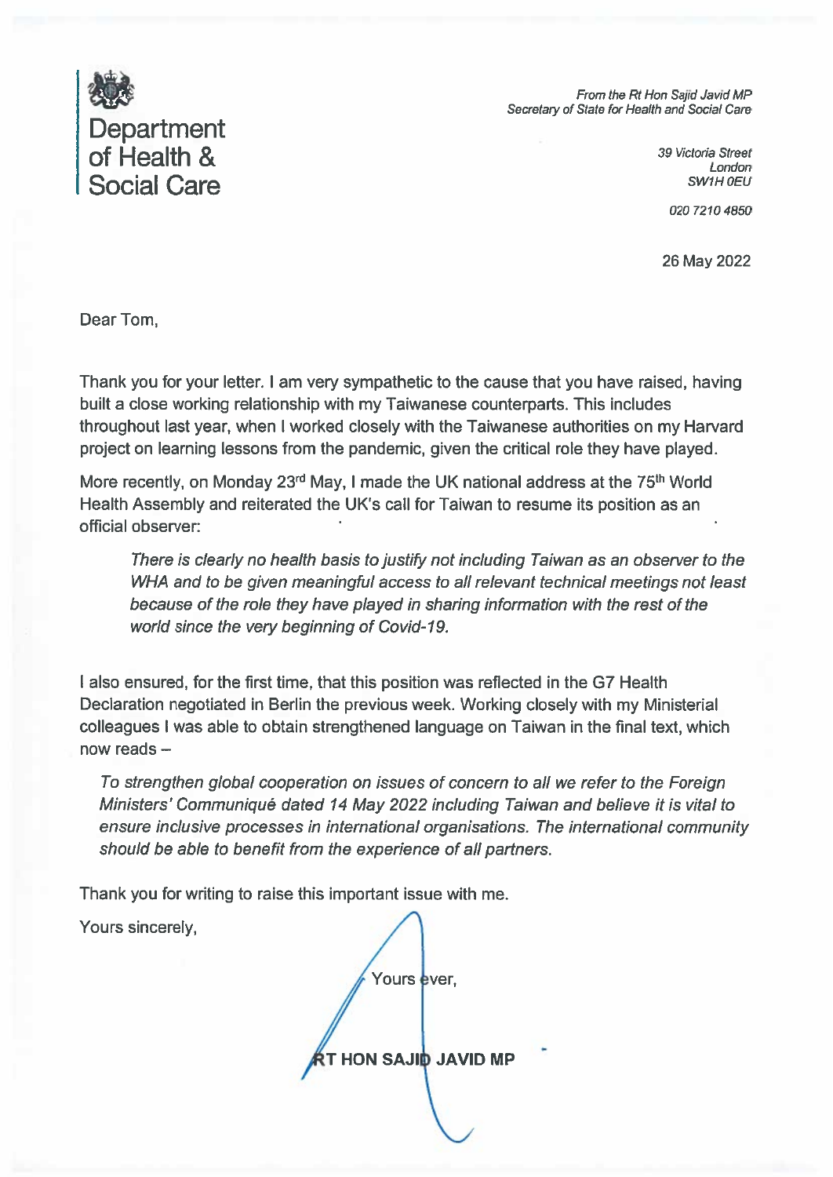Department of Health & Social Care

*From the Rt Hon Sajid Javid MP*
*Secretary of State for Health and Social Care*

*39 Victoria Street*
*London*
*SW1H 0EU*

*020 7210 4850*

26 May 2022

Dear Tom,

Thank you for your letter. I am very sympathetic to the cause that you have raised, having built a close working relationship with my Taiwanese counterparts. This includes throughout last year, when I worked closely with the Taiwanese authorities on my Harvard project on learning lessons from the pandemic, given the critical role they have played.

More recently, on Monday 23rd May, I made the UK national address at the 75th World Health Assembly and reiterated the UK's call for Taiwan to resume its position as an official observer:

> *There is clearly no health basis to justify not including Taiwan as an observer to the WHA and to be given meaningful access to all relevant technical meetings not least because of the role they have played in sharing information with the rest of the world since the very beginning of Covid-19.*

I also ensured, for the first time, that this position was reflected in the G7 Health Declaration negotiated in Berlin the previous week. Working closely with my Ministerial colleagues I was able to obtain strengthened language on Taiwan in the final text, which now reads –

> *To strengthen global cooperation on issues of concern to all we refer to the Foreign Ministers' Communiqué dated 14 May 2022 including Taiwan and believe it is vital to ensure inclusive processes in international organisations. The international community should be able to benefit from the experience of all partners.*

Thank you for writing to raise this important issue with me.

Yours sincerely,

Yours ever,

**RT HON SAJID JAVID MP**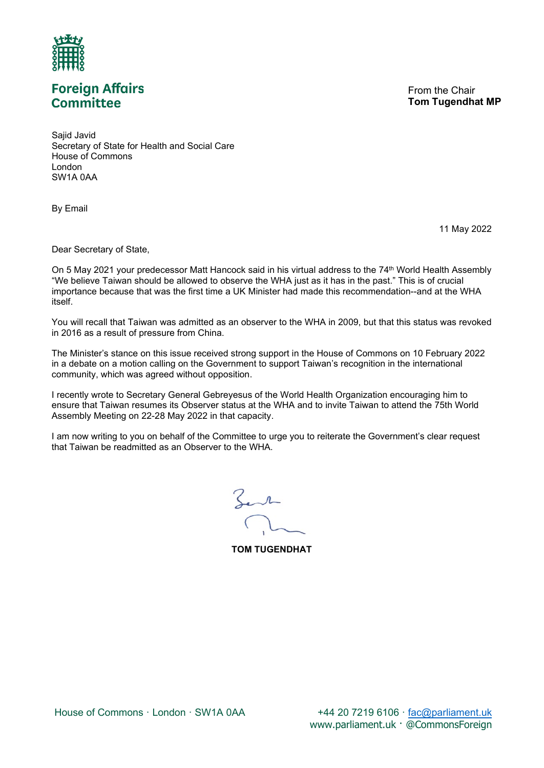**Foreign Affairs Committee**

From the Chair
**Tom Tugendhat MP**

Sajid Javid
Secretary of State for Health and Social Care
House of Commons
London
SW1A 0AA

By Email

11 May 2022

Dear Secretary of State,

On 5 May 2021 your predecessor Matt Hancock said in his virtual address to the 74th World Health Assembly "We believe Taiwan should be allowed to observe the WHA just as it has in the past." This is of crucial importance because that was the first time a UK Minister had made this recommendation--and at the WHA itself.

You will recall that Taiwan was admitted as an observer to the WHA in 2009, but that this status was revoked in 2016 as a result of pressure from China.

The Minister's stance on this issue received strong support in the House of Commons on 10 February 2022 in a debate on a motion calling on the Government to support Taiwan's recognition in the international community, which was agreed without opposition.

I recently wrote to Secretary General Gebreyesus of the World Health Organization encouraging him to ensure that Taiwan resumes its Observer status at the WHA and to invite Taiwan to attend the 75th World Assembly Meeting on 22-28 May 2022 in that capacity.

I am now writing to you on behalf of the Committee to urge you to reiterate the Government's clear request that Taiwan be readmitted as an Observer to the WHA.

**TOM TUGENDHAT**

House of Commons · London · SW1A 0AA

+44 20 7219 6106 · fac@parliament.uk
www.parliament.uk · @CommonsForeign